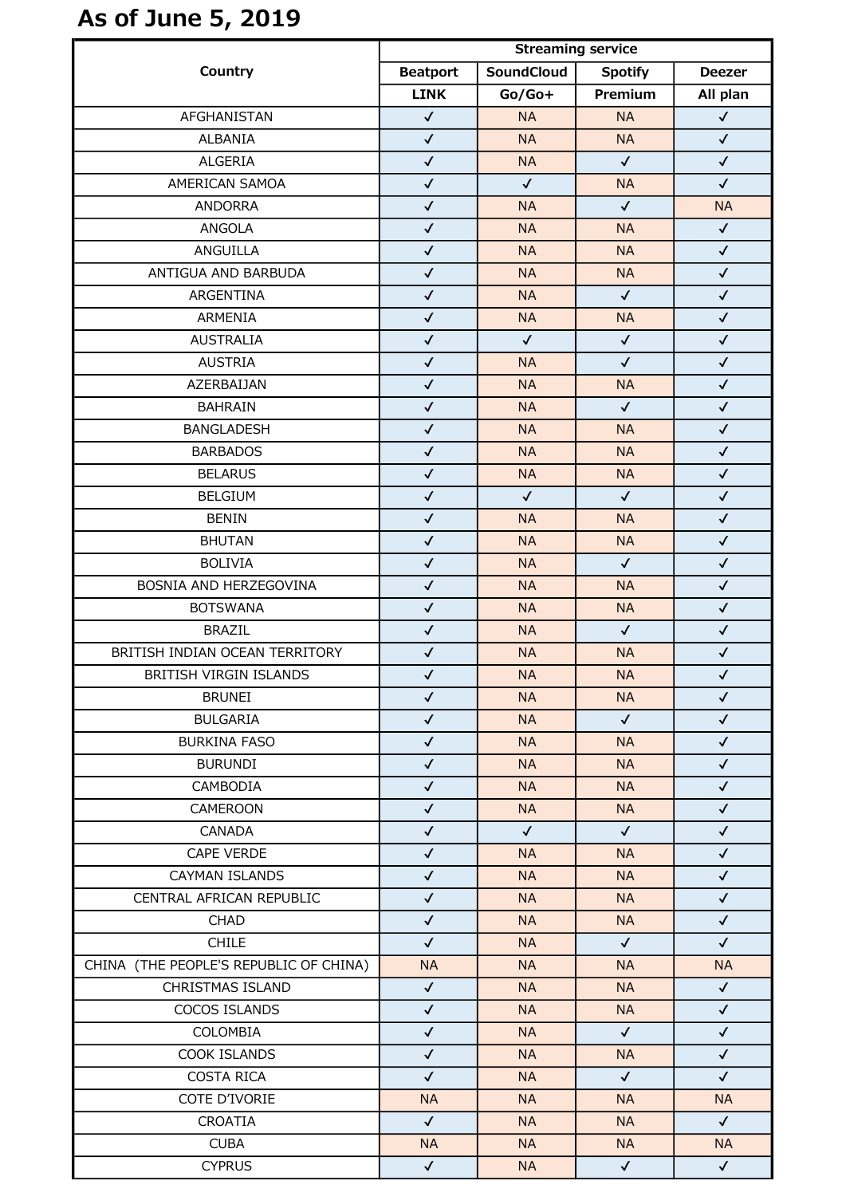## As of June 5, 2019

| Country | Streaming service | | | |
|---|---|---|---|---|
| | Beatport | SoundCloud | Spotify | Deezer |
| | LINK | Go/Go+ | Premium | All plan |
| AFGHANISTAN | ✓ | NA | NA | ✓ |
| ALBANIA | ✓ | NA | NA | ✓ |
| ALGERIA | ✓ | NA | ✓ | ✓ |
| AMERICAN SAMOA | ✓ | ✓ | NA | ✓ |
| ANDORRA | ✓ | NA | ✓ | NA |
| ANGOLA | ✓ | NA | NA | ✓ |
| ANGUILLA | ✓ | NA | NA | ✓ |
| ANTIGUA AND BARBUDA | ✓ | NA | NA | ✓ |
| ARGENTINA | ✓ | NA | ✓ | ✓ |
| ARMENIA | ✓ | NA | NA | ✓ |
| AUSTRALIA | ✓ | ✓ | ✓ | ✓ |
| AUSTRIA | ✓ | NA | ✓ | ✓ |
| AZERBAIJAN | ✓ | NA | NA | ✓ |
| BAHRAIN | ✓ | NA | ✓ | ✓ |
| BANGLADESH | ✓ | NA | NA | ✓ |
| BARBADOS | ✓ | NA | NA | ✓ |
| BELARUS | ✓ | NA | NA | ✓ |
| BELGIUM | ✓ | ✓ | ✓ | ✓ |
| BENIN | ✓ | NA | NA | ✓ |
| BHUTAN | ✓ | NA | NA | ✓ |
| BOLIVIA | ✓ | NA | ✓ | ✓ |
| BOSNIA AND HERZEGOVINA | ✓ | NA | NA | ✓ |
| BOTSWANA | ✓ | NA | NA | ✓ |
| BRAZIL | ✓ | NA | ✓ | ✓ |
| BRITISH INDIAN OCEAN TERRITORY | ✓ | NA | NA | ✓ |
| BRITISH VIRGIN ISLANDS | ✓ | NA | NA | ✓ |
| BRUNEI | ✓ | NA | NA | ✓ |
| BULGARIA | ✓ | NA | ✓ | ✓ |
| BURKINA FASO | ✓ | NA | NA | ✓ |
| BURUNDI | ✓ | NA | NA | ✓ |
| CAMBODIA | ✓ | NA | NA | ✓ |
| CAMEROON | ✓ | NA | NA | ✓ |
| CANADA | ✓ | ✓ | ✓ | ✓ |
| CAPE VERDE | ✓ | NA | NA | ✓ |
| CAYMAN ISLANDS | ✓ | NA | NA | ✓ |
| CENTRAL AFRICAN REPUBLIC | ✓ | NA | NA | ✓ |
| CHAD | ✓ | NA | NA | ✓ |
| CHILE | ✓ | NA | ✓ | ✓ |
| CHINA (THE PEOPLE'S REPUBLIC OF CHINA) | NA | NA | NA | NA |
| CHRISTMAS ISLAND | ✓ | NA | NA | ✓ |
| COCOS ISLANDS | ✓ | NA | NA | ✓ |
| COLOMBIA | ✓ | NA | ✓ | ✓ |
| COOK ISLANDS | ✓ | NA | NA | ✓ |
| COSTA RICA | ✓ | NA | ✓ | ✓ |
| COTE D'IVORIE | NA | NA | NA | NA |
| CROATIA | ✓ | NA | NA | ✓ |
| CUBA | NA | NA | NA | NA |
| CYPRUS | ✓ | NA | ✓ | ✓ |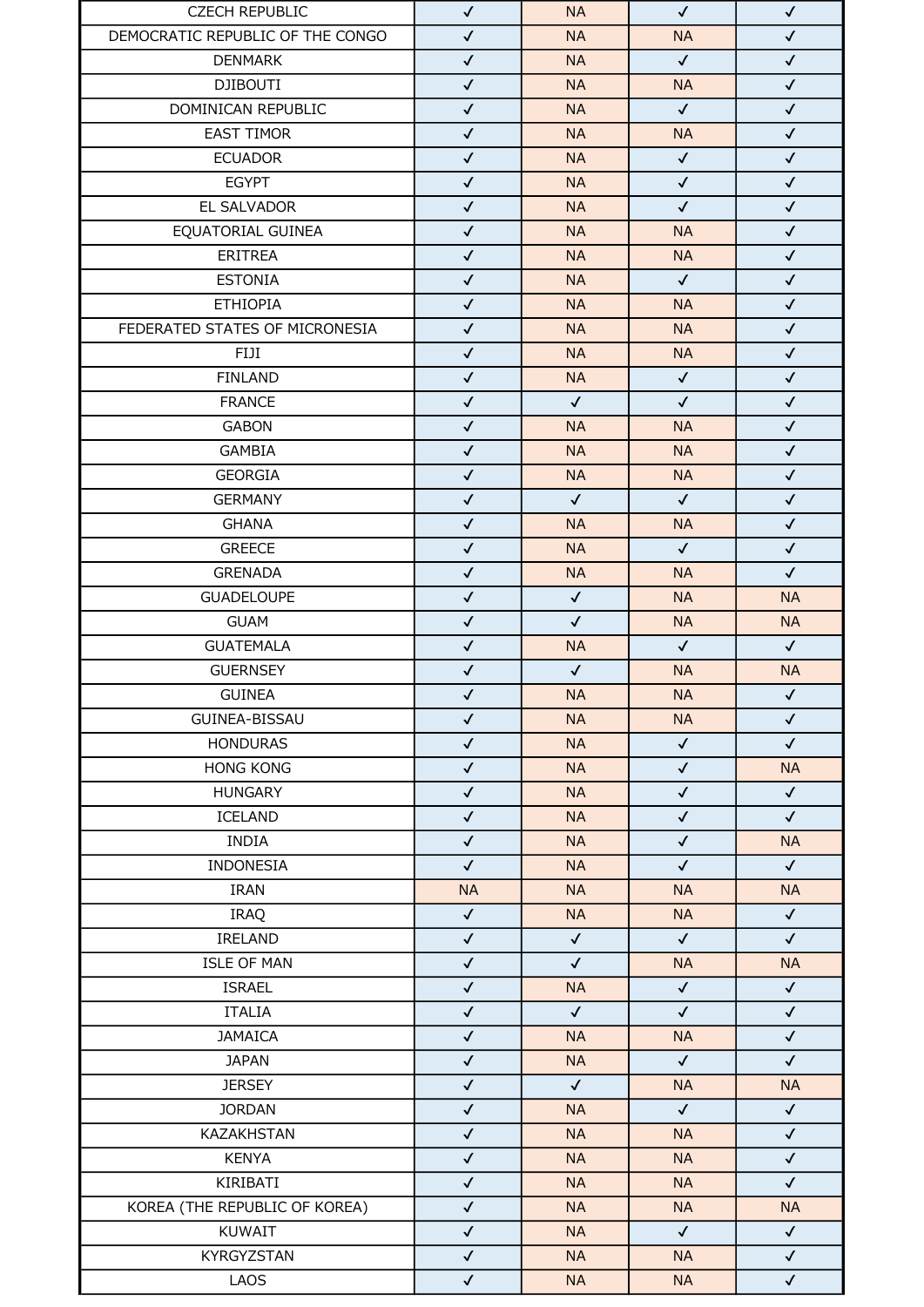| | | | | |
|---|---|---|---|---|
| CZECH REPUBLIC | ✓ | NA | ✓ | ✓ |
| DEMOCRATIC REPUBLIC OF THE CONGO | ✓ | NA | NA | ✓ |
| DENMARK | ✓ | NA | ✓ | ✓ |
| DJIBOUTI | ✓ | NA | NA | ✓ |
| DOMINICAN REPUBLIC | ✓ | NA | ✓ | ✓ |
| EAST TIMOR | ✓ | NA | NA | ✓ |
| ECUADOR | ✓ | NA | ✓ | ✓ |
| EGYPT | ✓ | NA | ✓ | ✓ |
| EL SALVADOR | ✓ | NA | ✓ | ✓ |
| EQUATORIAL GUINEA | ✓ | NA | NA | ✓ |
| ERITREA | ✓ | NA | NA | ✓ |
| ESTONIA | ✓ | NA | ✓ | ✓ |
| ETHIOPIA | ✓ | NA | NA | ✓ |
| FEDERATED STATES OF MICRONESIA | ✓ | NA | NA | ✓ |
| FIJI | ✓ | NA | NA | ✓ |
| FINLAND | ✓ | NA | ✓ | ✓ |
| FRANCE | ✓ | ✓ | ✓ | ✓ |
| GABON | ✓ | NA | NA | ✓ |
| GAMBIA | ✓ | NA | NA | ✓ |
| GEORGIA | ✓ | NA | NA | ✓ |
| GERMANY | ✓ | ✓ | ✓ | ✓ |
| GHANA | ✓ | NA | NA | ✓ |
| GREECE | ✓ | NA | ✓ | ✓ |
| GRENADA | ✓ | NA | NA | ✓ |
| GUADELOUPE | ✓ | ✓ | NA | NA |
| GUAM | ✓ | ✓ | NA | NA |
| GUATEMALA | ✓ | NA | ✓ | ✓ |
| GUERNSEY | ✓ | ✓ | NA | NA |
| GUINEA | ✓ | NA | NA | ✓ |
| GUINEA-BISSAU | ✓ | NA | NA | ✓ |
| HONDURAS | ✓ | NA | ✓ | ✓ |
| HONG KONG | ✓ | NA | ✓ | NA |
| HUNGARY | ✓ | NA | ✓ | ✓ |
| ICELAND | ✓ | NA | ✓ | ✓ |
| INDIA | ✓ | NA | ✓ | NA |
| INDONESIA | ✓ | NA | ✓ | ✓ |
| IRAN | NA | NA | NA | NA |
| IRAQ | ✓ | NA | NA | ✓ |
| IRELAND | ✓ | ✓ | ✓ | ✓ |
| ISLE OF MAN | ✓ | ✓ | NA | NA |
| ISRAEL | ✓ | NA | ✓ | ✓ |
| ITALIA | ✓ | ✓ | ✓ | ✓ |
| JAMAICA | ✓ | NA | NA | ✓ |
| JAPAN | ✓ | NA | ✓ | ✓ |
| JERSEY | ✓ | ✓ | NA | NA |
| JORDAN | ✓ | NA | ✓ | ✓ |
| KAZAKHSTAN | ✓ | NA | NA | ✓ |
| KENYA | ✓ | NA | NA | ✓ |
| KIRIBATI | ✓ | NA | NA | ✓ |
| KOREA (THE REPUBLIC OF KOREA) | ✓ | NA | NA | NA |
| KUWAIT | ✓ | NA | ✓ | ✓ |
| KYRGYZSTAN | ✓ | NA | NA | ✓ |
| LAOS | ✓ | NA | NA | ✓ |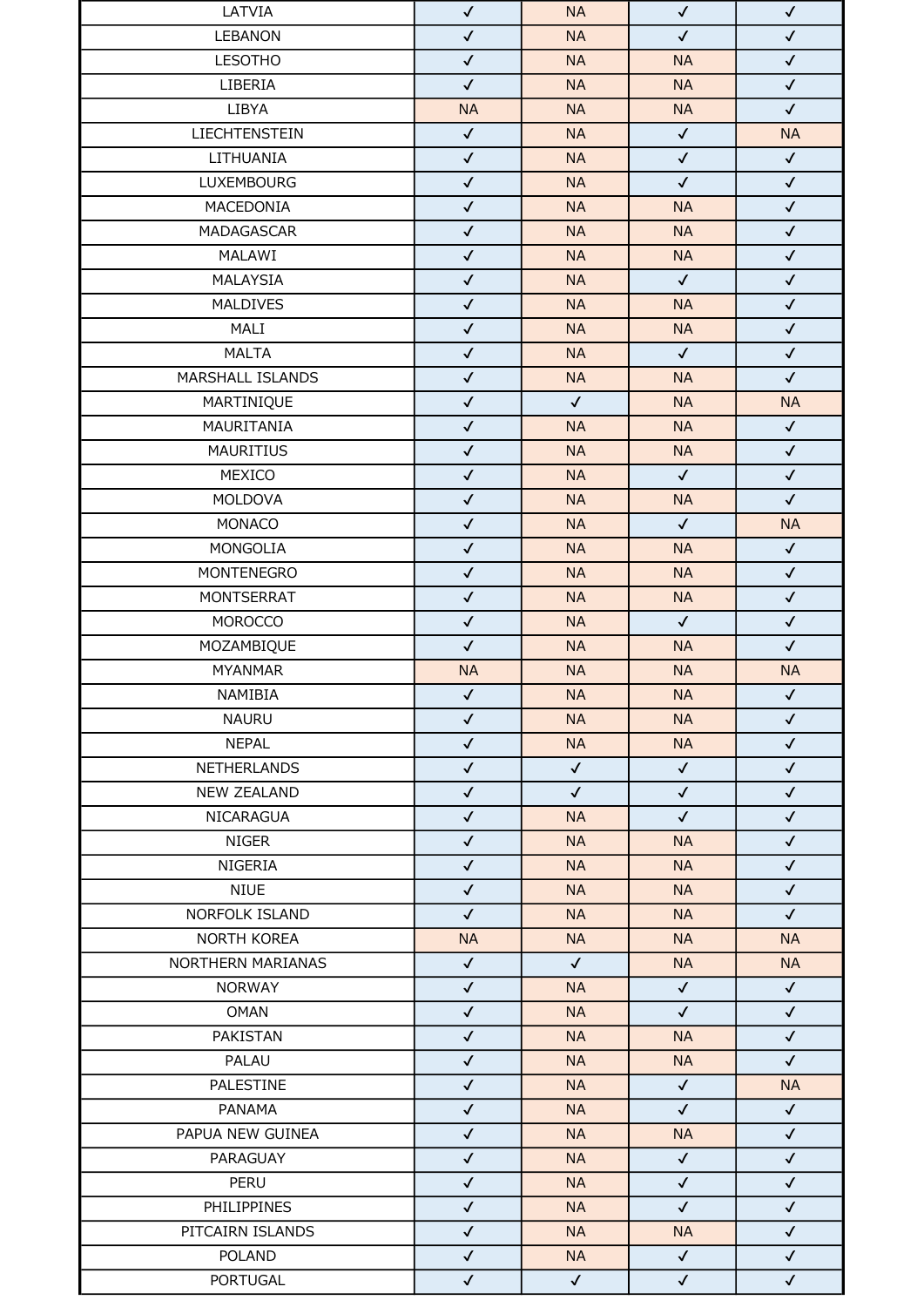| | | | | |
|---|---|---|---|---|
| LATVIA | ✓ | NA | ✓ | ✓ |
| LEBANON | ✓ | NA | ✓ | ✓ |
| LESOTHO | ✓ | NA | NA | ✓ |
| LIBERIA | ✓ | NA | NA | ✓ |
| LIBYA | NA | NA | NA | ✓ |
| LIECHTENSTEIN | ✓ | NA | ✓ | NA |
| LITHUANIA | ✓ | NA | ✓ | ✓ |
| LUXEMBOURG | ✓ | NA | ✓ | ✓ |
| MACEDONIA | ✓ | NA | NA | ✓ |
| MADAGASCAR | ✓ | NA | NA | ✓ |
| MALAWI | ✓ | NA | NA | ✓ |
| MALAYSIA | ✓ | NA | ✓ | ✓ |
| MALDIVES | ✓ | NA | NA | ✓ |
| MALI | ✓ | NA | NA | ✓ |
| MALTA | ✓ | NA | ✓ | ✓ |
| MARSHALL ISLANDS | ✓ | NA | NA | ✓ |
| MARTINIQUE | ✓ | ✓ | NA | NA |
| MAURITANIA | ✓ | NA | NA | ✓ |
| MAURITIUS | ✓ | NA | NA | ✓ |
| MEXICO | ✓ | NA | ✓ | ✓ |
| MOLDOVA | ✓ | NA | NA | ✓ |
| MONACO | ✓ | NA | ✓ | NA |
| MONGOLIA | ✓ | NA | NA | ✓ |
| MONTENEGRO | ✓ | NA | NA | ✓ |
| MONTSERRAT | ✓ | NA | NA | ✓ |
| MOROCCO | ✓ | NA | ✓ | ✓ |
| MOZAMBIQUE | ✓ | NA | NA | ✓ |
| MYANMAR | NA | NA | NA | NA |
| NAMIBIA | ✓ | NA | NA | ✓ |
| NAURU | ✓ | NA | NA | ✓ |
| NEPAL | ✓ | NA | NA | ✓ |
| NETHERLANDS | ✓ | ✓ | ✓ | ✓ |
| NEW ZEALAND | ✓ | ✓ | ✓ | ✓ |
| NICARAGUA | ✓ | NA | ✓ | ✓ |
| NIGER | ✓ | NA | NA | ✓ |
| NIGERIA | ✓ | NA | NA | ✓ |
| NIUE | ✓ | NA | NA | ✓ |
| NORFOLK ISLAND | ✓ | NA | NA | ✓ |
| NORTH KOREA | NA | NA | NA | NA |
| NORTHERN MARIANAS | ✓ | ✓ | NA | NA |
| NORWAY | ✓ | NA | ✓ | ✓ |
| OMAN | ✓ | NA | ✓ | ✓ |
| PAKISTAN | ✓ | NA | NA | ✓ |
| PALAU | ✓ | NA | NA | ✓ |
| PALESTINE | ✓ | NA | ✓ | NA |
| PANAMA | ✓ | NA | ✓ | ✓ |
| PAPUA NEW GUINEA | ✓ | NA | NA | ✓ |
| PARAGUAY | ✓ | NA | ✓ | ✓ |
| PERU | ✓ | NA | ✓ | ✓ |
| PHILIPPINES | ✓ | NA | ✓ | ✓ |
| PITCAIRN ISLANDS | ✓ | NA | NA | ✓ |
| POLAND | ✓ | NA | ✓ | ✓ |
| PORTUGAL | ✓ | ✓ | ✓ | ✓ |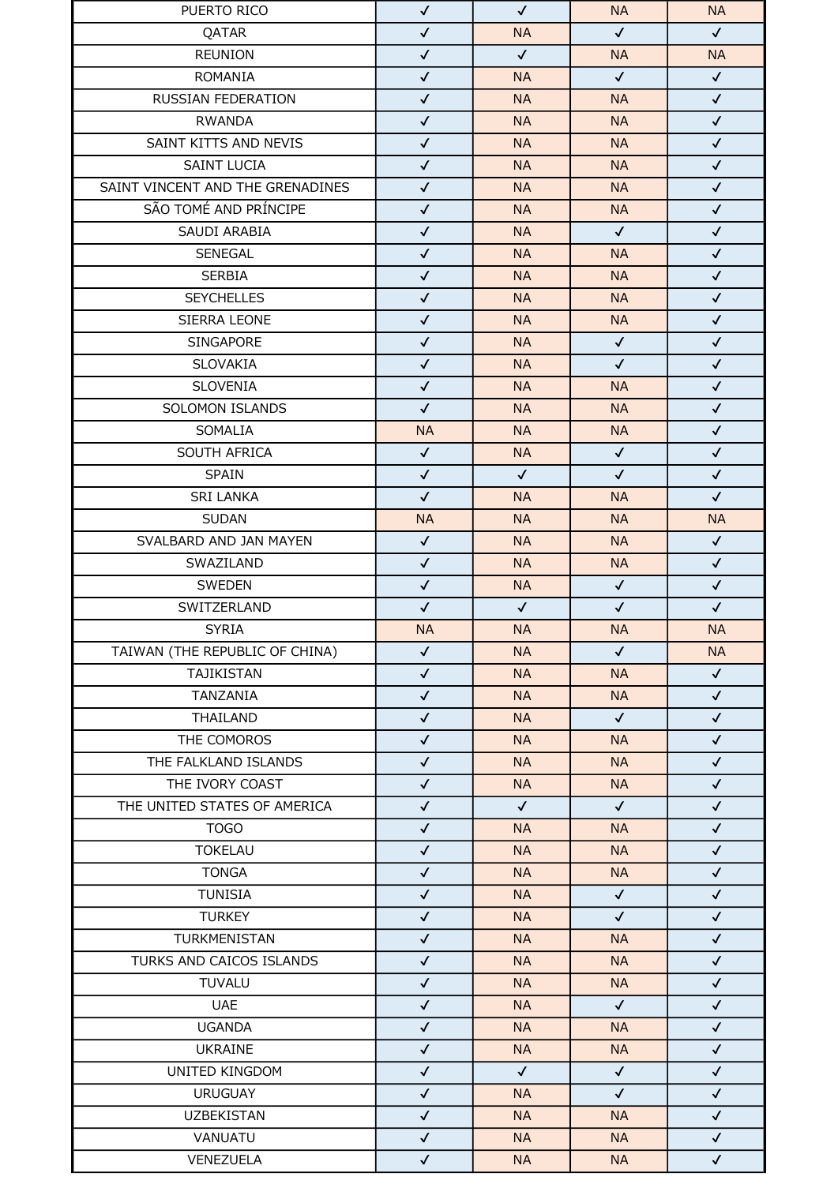| | | | | |
|---|---|---|---|---|
| PUERTO RICO | ✓ | ✓ | NA | NA |
| QATAR | ✓ | NA | ✓ | ✓ |
| REUNION | ✓ | ✓ | NA | NA |
| ROMANIA | ✓ | NA | ✓ | ✓ |
| RUSSIAN FEDERATION | ✓ | NA | NA | ✓ |
| RWANDA | ✓ | NA | NA | ✓ |
| SAINT KITTS AND NEVIS | ✓ | NA | NA | ✓ |
| SAINT LUCIA | ✓ | NA | NA | ✓ |
| SAINT VINCENT AND THE GRENADINES | ✓ | NA | NA | ✓ |
| SÃO TOMÉ AND PRÍNCIPE | ✓ | NA | NA | ✓ |
| SAUDI ARABIA | ✓ | NA | ✓ | ✓ |
| SENEGAL | ✓ | NA | NA | ✓ |
| SERBIA | ✓ | NA | NA | ✓ |
| SEYCHELLES | ✓ | NA | NA | ✓ |
| SIERRA LEONE | ✓ | NA | NA | ✓ |
| SINGAPORE | ✓ | NA | ✓ | ✓ |
| SLOVAKIA | ✓ | NA | ✓ | ✓ |
| SLOVENIA | ✓ | NA | NA | ✓ |
| SOLOMON ISLANDS | ✓ | NA | NA | ✓ |
| SOMALIA | NA | NA | NA | ✓ |
| SOUTH AFRICA | ✓ | NA | ✓ | ✓ |
| SPAIN | ✓ | ✓ | ✓ | ✓ |
| SRI LANKA | ✓ | NA | NA | ✓ |
| SUDAN | NA | NA | NA | NA |
| SVALBARD AND JAN MAYEN | ✓ | NA | NA | ✓ |
| SWAZILAND | ✓ | NA | NA | ✓ |
| SWEDEN | ✓ | NA | ✓ | ✓ |
| SWITZERLAND | ✓ | ✓ | ✓ | ✓ |
| SYRIA | NA | NA | NA | NA |
| TAIWAN (THE REPUBLIC OF CHINA) | ✓ | NA | ✓ | NA |
| TAJIKISTAN | ✓ | NA | NA | ✓ |
| TANZANIA | ✓ | NA | NA | ✓ |
| THAILAND | ✓ | NA | ✓ | ✓ |
| THE COMOROS | ✓ | NA | NA | ✓ |
| THE FALKLAND ISLANDS | ✓ | NA | NA | ✓ |
| THE IVORY COAST | ✓ | NA | NA | ✓ |
| THE UNITED STATES OF AMERICA | ✓ | ✓ | ✓ | ✓ |
| TOGO | ✓ | NA | NA | ✓ |
| TOKELAU | ✓ | NA | NA | ✓ |
| TONGA | ✓ | NA | NA | ✓ |
| TUNISIA | ✓ | NA | ✓ | ✓ |
| TURKEY | ✓ | NA | ✓ | ✓ |
| TURKMENISTAN | ✓ | NA | NA | ✓ |
| TURKS AND CAICOS ISLANDS | ✓ | NA | NA | ✓ |
| TUVALU | ✓ | NA | NA | ✓ |
| UAE | ✓ | NA | ✓ | ✓ |
| UGANDA | ✓ | NA | NA | ✓ |
| UKRAINE | ✓ | NA | NA | ✓ |
| UNITED KINGDOM | ✓ | ✓ | ✓ | ✓ |
| URUGUAY | ✓ | NA | ✓ | ✓ |
| UZBEKISTAN | ✓ | NA | NA | ✓ |
| VANUATU | ✓ | NA | NA | ✓ |
| VENEZUELA | ✓ | NA | NA | ✓ |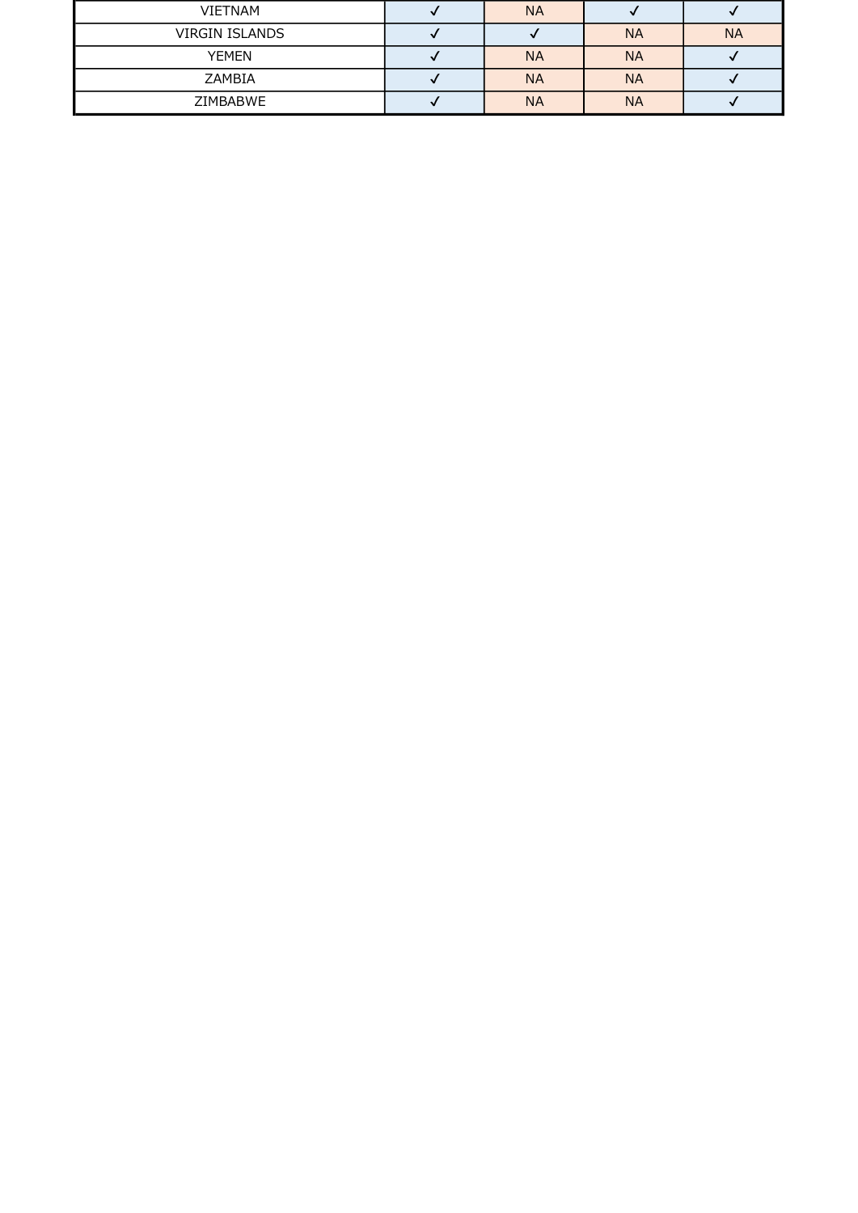| | | | | |
|---|---|---|---|---|
| VIETNAM | ✓ | NA | ✓ | ✓ |
| VIRGIN ISLANDS | ✓ | ✓ | NA | NA |
| YEMEN | ✓ | NA | NA | ✓ |
| ZAMBIA | ✓ | NA | NA | ✓ |
| ZIMBABWE | ✓ | NA | NA | ✓ |